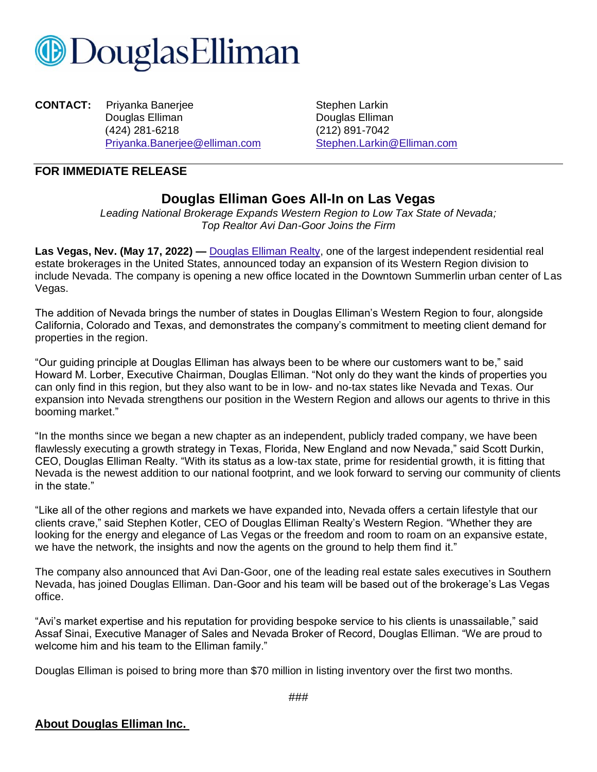# DouglasElliman

**CONTACT:** Priyanka Banerjee
Douglas Elliman
(424) 281-6218
Priyanka.Banerjee@elliman.com

Stephen Larkin
Douglas Elliman
(212) 891-7042
Stephen.Larkin@Elliman.com

---

**FOR IMMEDIATE RELEASE**

## Douglas Elliman Goes All-In on Las Vegas

*Leading National Brokerage Expands Western Region to Low Tax State of Nevada;*
*Top Realtor Avi Dan-Goor Joins the Firm*

**Las Vegas, Nev. (May 17, 2022) —** Douglas Elliman Realty, one of the largest independent residential real estate brokerages in the United States, announced today an expansion of its Western Region division to include Nevada. The company is opening a new office located in the Downtown Summerlin urban center of Las Vegas.

The addition of Nevada brings the number of states in Douglas Elliman's Western Region to four, alongside California, Colorado and Texas, and demonstrates the company's commitment to meeting client demand for properties in the region.

"Our guiding principle at Douglas Elliman has always been to be where our customers want to be," said Howard M. Lorber, Executive Chairman, Douglas Elliman. "Not only do they want the kinds of properties you can only find in this region, but they also want to be in low- and no-tax states like Nevada and Texas. Our expansion into Nevada strengthens our position in the Western Region and allows our agents to thrive in this booming market."

"In the months since we began a new chapter as an independent, publicly traded company, we have been flawlessly executing a growth strategy in Texas, Florida, New England and now Nevada," said Scott Durkin, CEO, Douglas Elliman Realty. "With its status as a low-tax state, prime for residential growth, it is fitting that Nevada is the newest addition to our national footprint, and we look forward to serving our community of clients in the state."

"Like all of the other regions and markets we have expanded into, Nevada offers a certain lifestyle that our clients crave," said Stephen Kotler, CEO of Douglas Elliman Realty's Western Region. "Whether they are looking for the energy and elegance of Las Vegas or the freedom and room to roam on an expansive estate, we have the network, the insights and now the agents on the ground to help them find it."

The company also announced that Avi Dan-Goor, one of the leading real estate sales executives in Southern Nevada, has joined Douglas Elliman. Dan-Goor and his team will be based out of the brokerage's Las Vegas office.

"Avi's market expertise and his reputation for providing bespoke service to his clients is unassailable," said Assaf Sinai, Executive Manager of Sales and Nevada Broker of Record, Douglas Elliman. "We are proud to welcome him and his team to the Elliman family."

Douglas Elliman is poised to bring more than $70 million in listing inventory over the first two months.

###

**About Douglas Elliman Inc.**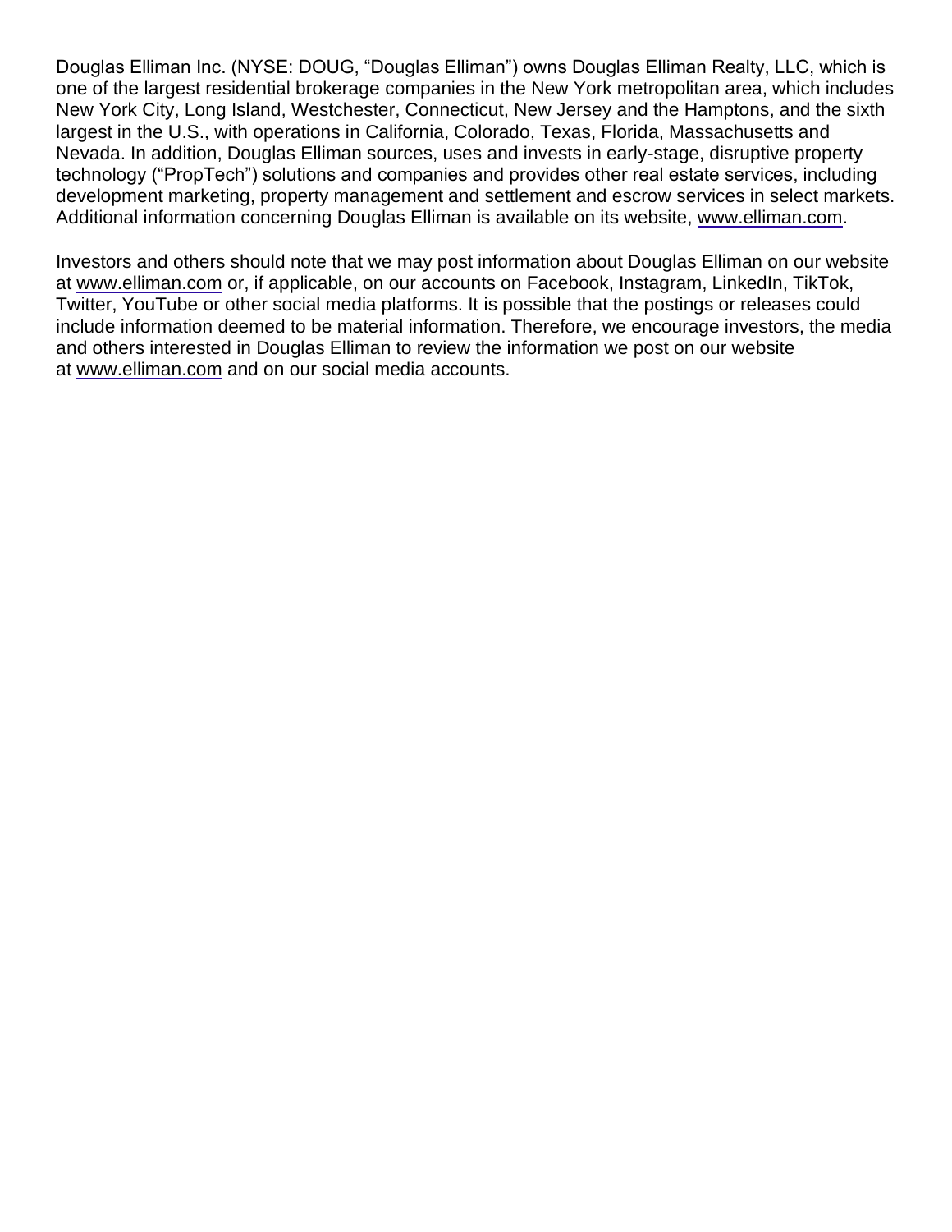Douglas Elliman Inc. (NYSE: DOUG, "Douglas Elliman") owns Douglas Elliman Realty, LLC, which is one of the largest residential brokerage companies in the New York metropolitan area, which includes New York City, Long Island, Westchester, Connecticut, New Jersey and the Hamptons, and the sixth largest in the U.S., with operations in California, Colorado, Texas, Florida, Massachusetts and Nevada. In addition, Douglas Elliman sources, uses and invests in early-stage, disruptive property technology ("PropTech") solutions and companies and provides other real estate services, including development marketing, property management and settlement and escrow services in select markets. Additional information concerning Douglas Elliman is available on its website, www.elliman.com.

Investors and others should note that we may post information about Douglas Elliman on our website at www.elliman.com or, if applicable, on our accounts on Facebook, Instagram, LinkedIn, TikTok, Twitter, YouTube or other social media platforms. It is possible that the postings or releases could include information deemed to be material information. Therefore, we encourage investors, the media and others interested in Douglas Elliman to review the information we post on our website at www.elliman.com and on our social media accounts.